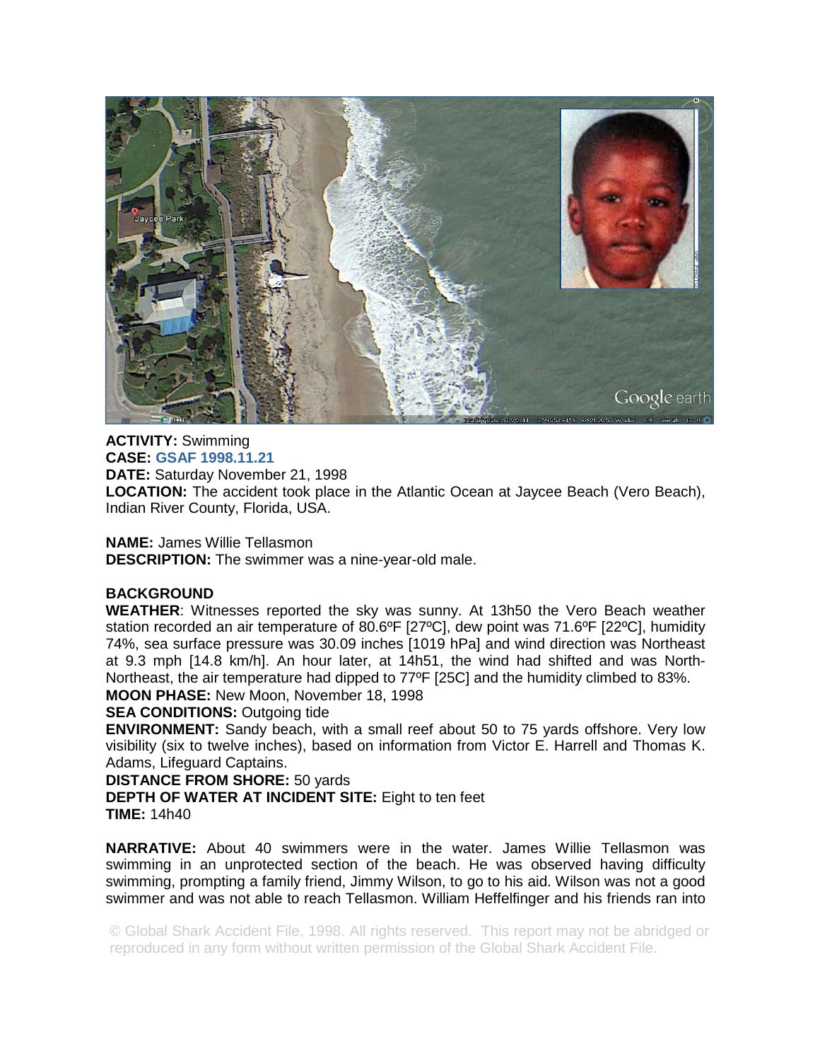**ACTIVITY:** Swimming
**CASE:** **GSAF 1998.11.21**
**DATE:** Saturday November 21, 1998
**LOCATION:** The accident took place in the Atlantic Ocean at Jaycee Beach (Vero Beach), Indian River County, Florida, USA.

**NAME:** James Willie Tellasmon
**DESCRIPTION:** The swimmer was a nine-year-old male.

**BACKGROUND**
**WEATHER**: Witnesses reported the sky was sunny. At 13h50 the Vero Beach weather station recorded an air temperature of 80.6ºF [27ºC], dew point was 71.6ºF [22ºC], humidity 74%, sea surface pressure was 30.09 inches [1019 hPa] and wind direction was Northeast at 9.3 mph [14.8 km/h]. An hour later, at 14h51, the wind had shifted and was North-Northeast, the air temperature had dipped to 77ºF [25C] and the humidity climbed to 83%.
**MOON PHASE:** New Moon, November 18, 1998
**SEA CONDITIONS:** Outgoing tide
**ENVIRONMENT:** Sandy beach, with a small reef about 50 to 75 yards offshore. Very low visibility (six to twelve inches), based on information from Victor E. Harrell and Thomas K. Adams, Lifeguard Captains.
**DISTANCE FROM SHORE:** 50 yards
**DEPTH OF WATER AT INCIDENT SITE:** Eight to ten feet
**TIME:** 14h40

**NARRATIVE:** About 40 swimmers were in the water. James Willie Tellasmon was swimming in an unprotected section of the beach. He was observed having difficulty swimming, prompting a family friend, Jimmy Wilson, to go to his aid. Wilson was not a good swimmer and was not able to reach Tellasmon. William Heffelfinger and his friends ran into

© Global Shark Accident File, 1998. All rights reserved. This report may not be abridged or reproduced in any form without written permission of the Global Shark Accident File.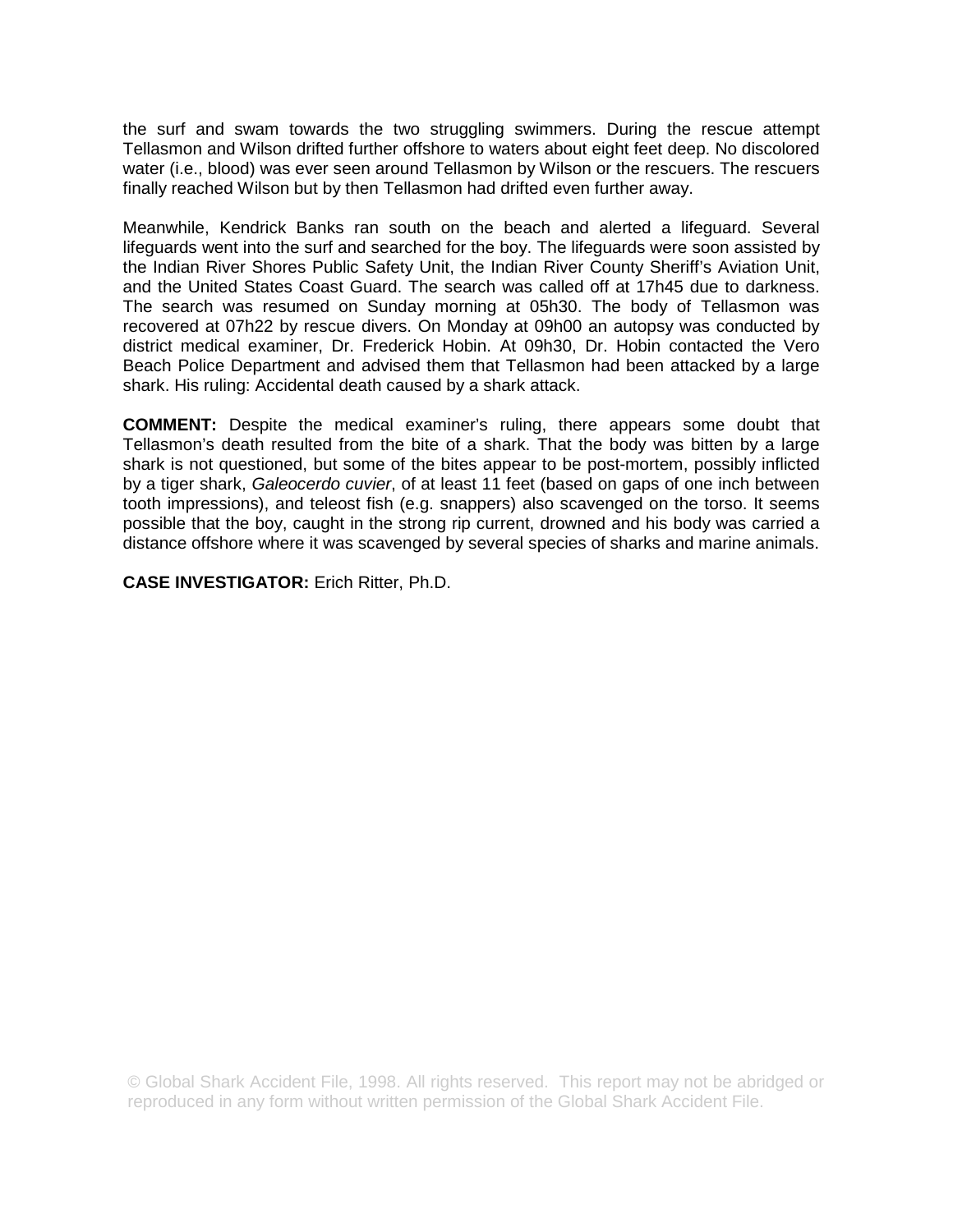the surf and swam towards the two struggling swimmers. During the rescue attempt Tellasmon and Wilson drifted further offshore to waters about eight feet deep. No discolored water (i.e., blood) was ever seen around Tellasmon by Wilson or the rescuers. The rescuers finally reached Wilson but by then Tellasmon had drifted even further away.

Meanwhile, Kendrick Banks ran south on the beach and alerted a lifeguard. Several lifeguards went into the surf and searched for the boy. The lifeguards were soon assisted by the Indian River Shores Public Safety Unit, the Indian River County Sheriff's Aviation Unit, and the United States Coast Guard. The search was called off at 17h45 due to darkness. The search was resumed on Sunday morning at 05h30. The body of Tellasmon was recovered at 07h22 by rescue divers. On Monday at 09h00 an autopsy was conducted by district medical examiner, Dr. Frederick Hobin. At 09h30, Dr. Hobin contacted the Vero Beach Police Department and advised them that Tellasmon had been attacked by a large shark. His ruling: Accidental death caused by a shark attack.

**COMMENT:** Despite the medical examiner's ruling, there appears some doubt that Tellasmon's death resulted from the bite of a shark. That the body was bitten by a large shark is not questioned, but some of the bites appear to be post-mortem, possibly inflicted by a tiger shark, *Galeocerdo cuvier*, of at least 11 feet (based on gaps of one inch between tooth impressions), and teleost fish (e.g. snappers) also scavenged on the torso. It seems possible that the boy, caught in the strong rip current, drowned and his body was carried a distance offshore where it was scavenged by several species of sharks and marine animals.

**CASE INVESTIGATOR:** Erich Ritter, Ph.D.

© Global Shark Accident File, 1998. All rights reserved. This report may not be abridged or reproduced in any form without written permission of the Global Shark Accident File.